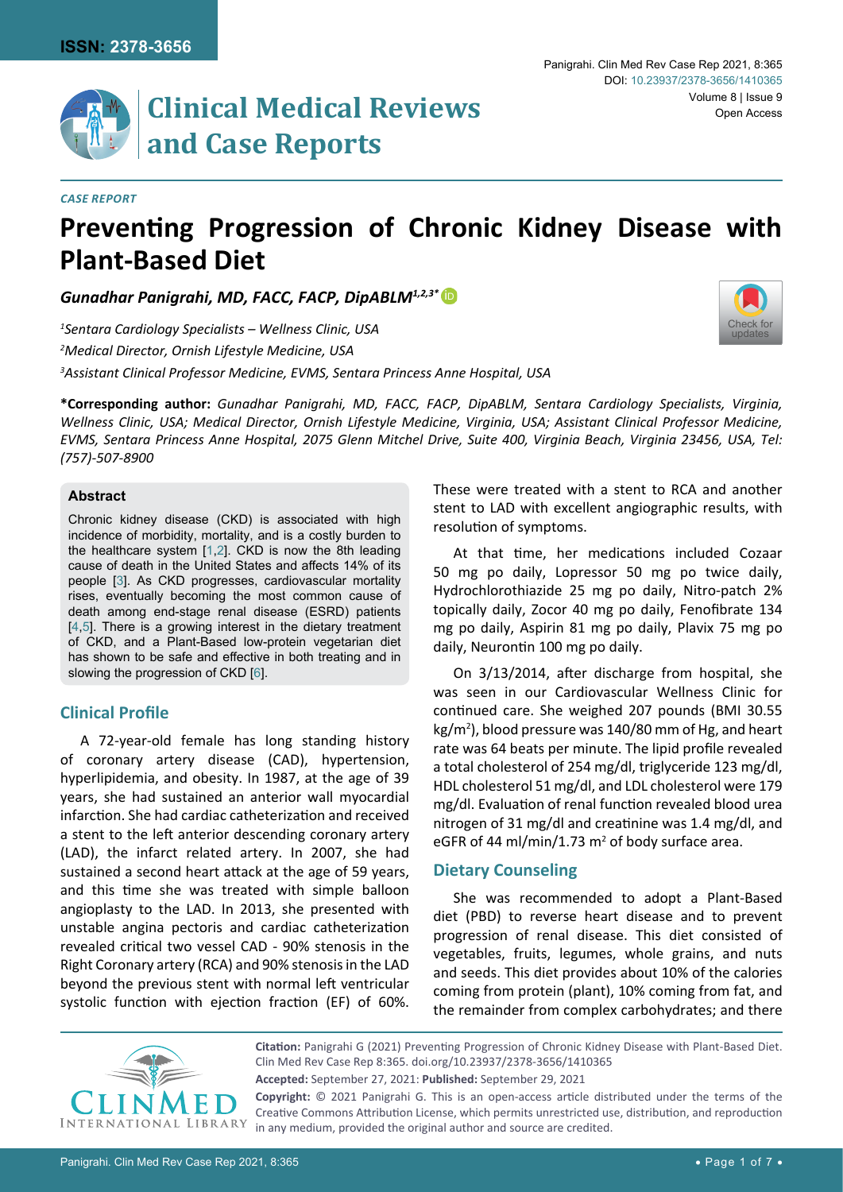*CASE REPORT*

# Preventing Progression of Chronic Kidney Disease with Plant-Based Diet

***Gunadhar Panigrahi, MD, FACC, FACP, DipABLM[1,2,3*]***

[1]*Sentara Cardiology Specialists – Wellness Clinic, USA*

[2]*Medical Director, Ornish Lifestyle Medicine, USA*

[3]*Assistant Clinical Professor Medicine, EVMS, Sentara Princess Anne Hospital, USA*

**\*Corresponding author:** *Gunadhar Panigrahi, MD, FACC, FACP, DipABLM, Sentara Cardiology Specialists, Virginia, Wellness Clinic, USA; Medical Director, Ornish Lifestyle Medicine, Virginia, USA; Assistant Clinical Professor Medicine, EVMS, Sentara Princess Anne Hospital, 2075 Glenn Mitchel Drive, Suite 400, Virginia Beach, Virginia 23456, USA, Tel: (757)-507-8900*

### Abstract

Chronic kidney disease (CKD) is associated with high incidence of morbidity, mortality, and is a costly burden to the healthcare system [1,2]. CKD is now the 8th leading cause of death in the United States and affects 14% of its people [3]. As CKD progresses, cardiovascular mortality rises, eventually becoming the most common cause of death among end-stage renal disease (ESRD) patients [4,5]. There is a growing interest in the dietary treatment of CKD, and a Plant-Based low-protein vegetarian diet has shown to be safe and effective in both treating and in slowing the progression of CKD [6].

## Clinical Profile

A 72-year-old female has long standing history of coronary artery disease (CAD), hypertension, hyperlipidemia, and obesity. In 1987, at the age of 39 years, she had sustained an anterior wall myocardial infarction. She had cardiac catheterization and received a stent to the left anterior descending coronary artery (LAD), the infarct related artery. In 2007, she had sustained a second heart attack at the age of 59 years, and this time she was treated with simple balloon angioplasty to the LAD. In 2013, she presented with unstable angina pectoris and cardiac catheterization revealed critical two vessel CAD - 90% stenosis in the Right Coronary artery (RCA) and 90% stenosis in the LAD beyond the previous stent with normal left ventricular systolic function with ejection fraction (EF) of 60%. These were treated with a stent to RCA and another stent to LAD with excellent angiographic results, with resolution of symptoms.

At that time, her medications included Cozaar 50 mg po daily, Lopressor 50 mg po twice daily, Hydrochlorothiazide 25 mg po daily, Nitro-patch 2% topically daily, Zocor 40 mg po daily, Fenofibrate 134 mg po daily, Aspirin 81 mg po daily, Plavix 75 mg po daily, Neurontin 100 mg po daily.

On 3/13/2014, after discharge from hospital, she was seen in our Cardiovascular Wellness Clinic for continued care. She weighed 207 pounds (BMI 30.55 $kg/m^2$), blood pressure was 140/80 mm of Hg, and heart rate was 64 beats per minute. The lipid profile revealed a total cholesterol of 254 mg/dl, triglyceride 123 mg/dl, HDL cholesterol 51 mg/dl, and LDL cholesterol were 179 mg/dl. Evaluation of renal function revealed blood urea nitrogen of 31 mg/dl and creatinine was 1.4 mg/dl, and eGFR of 44 ml/min/1.73 $m^2$ of body surface area.

## Dietary Counseling

She was recommended to adopt a Plant-Based diet (PBD) to reverse heart disease and to prevent progression of renal disease. This diet consisted of vegetables, fruits, legumes, whole grains, and nuts and seeds. This diet provides about 10% of the calories coming from protein (plant), 10% coming from fat, and the remainder from complex carbohydrates; and there

**Citation:** Panigrahi G (2021) Preventing Progression of Chronic Kidney Disease with Plant-Based Diet. Clin Med Rev Case Rep 8:365. doi.org/10.23937/2378-3656/1410365

**Accepted:** September 27, 2021: **Published:** September 29, 2021

**Copyright:** © 2021 Panigrahi G. This is an open-access article distributed under the terms of the Creative Commons Attribution License, which permits unrestricted use, distribution, and reproduction in any medium, provided the original author and source are credited.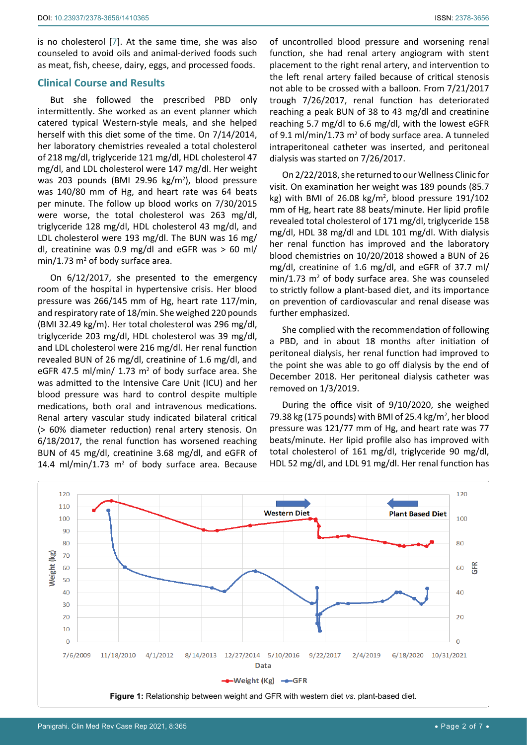is no cholesterol [7]. At the same time, she was also counseled to avoid oils and animal-derived foods such as meat, fish, cheese, dairy, eggs, and processed foods.

## Clinical Course and Results

But she followed the prescribed PBD only intermittently. She worked as an event planner which catered typical Western-style meals, and she helped herself with this diet some of the time. On 7/14/2014, her laboratory chemistries revealed a total cholesterol of 218 mg/dl, triglyceride 121 mg/dl, HDL cholesterol 47 mg/dl, and LDL cholesterol were 147 mg/dl. Her weight was 203 pounds (BMI 29.96 kg/m$^2$), blood pressure was 140/80 mm of Hg, and heart rate was 64 beats per minute. The follow up blood works on 7/30/2015 were worse, the total cholesterol was 263 mg/dl, triglyceride 128 mg/dl, HDL cholesterol 43 mg/dl, and LDL cholesterol were 193 mg/dl. The BUN was 16 mg/dl, creatinine was 0.9 mg/dl and eGFR was > 60 ml/min/1.73 m$^2$ of body surface area.

On 6/12/2017, she presented to the emergency room of the hospital in hypertensive crisis. Her blood pressure was 266/145 mm of Hg, heart rate 117/min, and respiratory rate of 18/min. She weighed 220 pounds (BMI 32.49 kg/m). Her total cholesterol was 296 mg/dl, triglyceride 203 mg/dl, HDL cholesterol was 39 mg/dl, and LDL cholesterol were 216 mg/dl. Her renal function revealed BUN of 26 mg/dl, creatinine of 1.6 mg/dl, and eGFR 47.5 ml/min/ 1.73 m$^2$ of body surface area. She was admitted to the Intensive Care Unit (ICU) and her blood pressure was hard to control despite multiple medications, both oral and intravenous medications. Renal artery vascular study indicated bilateral critical (> 60% diameter reduction) renal artery stenosis. On 6/18/2017, the renal function has worsened reaching BUN of 45 mg/dl, creatinine 3.68 mg/dl, and eGFR of 14.4 ml/min/1.73 m$^2$ of body surface area. Because of uncontrolled blood pressure and worsening renal function, she had renal artery angiogram with stent placement to the right renal artery, and intervention to the left renal artery failed because of critical stenosis not able to be crossed with a balloon. From 7/21/2017 trough 7/26/2017, renal function has deteriorated reaching a peak BUN of 38 to 43 mg/dl and creatinine reaching 5.7 mg/dl to 6.6 mg/dl, with the lowest eGFR of 9.1 ml/min/1.73 m$^2$ of body surface area. A tunneled intraperitoneal catheter was inserted, and peritoneal dialysis was started on 7/26/2017.

On 2/22/2018, she returned to our Wellness Clinic for visit. On examination her weight was 189 pounds (85.7 kg) with BMI of 26.08 kg/m$^2$, blood pressure 191/102 mm of Hg, heart rate 88 beats/minute. Her lipid profile revealed total cholesterol of 171 mg/dl, triglyceride 158 mg/dl, HDL 38 mg/dl and LDL 101 mg/dl. With dialysis her renal function has improved and the laboratory blood chemistries on 10/20/2018 showed a BUN of 26 mg/dl, creatinine of 1.6 mg/dl, and eGFR of 37.7 ml/min/1.73 m$^2$ of body surface area. She was counseled to strictly follow a plant-based diet, and its importance on prevention of cardiovascular and renal disease was further emphasized.

She complied with the recommendation of following a PBD, and in about 18 months after initiation of peritoneal dialysis, her renal function had improved to the point she was able to go off dialysis by the end of December 2018. Her peritoneal dialysis catheter was removed on 1/3/2019.

During the office visit of 9/10/2020, she weighed 79.38 kg (175 pounds) with BMI of 25.4 kg/m$^2$, her blood pressure was 121/77 mm of Hg, and heart rate was 77 beats/minute. Her lipid profile also has improved with total cholesterol of 161 mg/dl, triglyceride 90 mg/dl, HDL 52 mg/dl, and LDL 91 mg/dl. Her renal function has

**Figure 1:** Relationship between weight and GFR with western diet *vs.* plant-based diet.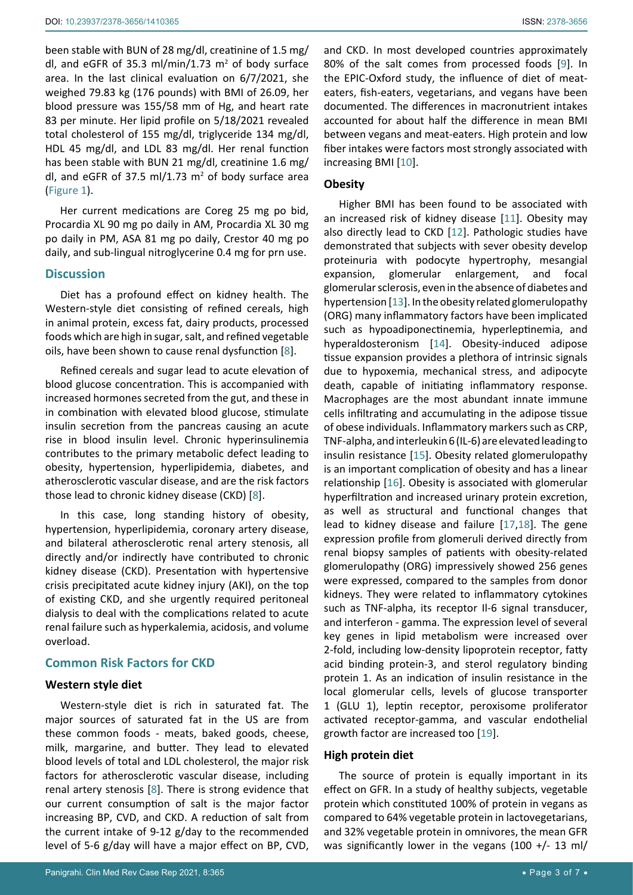been stable with BUN of 28 mg/dl, creatinine of 1.5 mg/dl, and eGFR of 35.3 ml/min/1.73 $m^2$ of body surface area. In the last clinical evaluation on 6/7/2021, she weighed 79.83 kg (176 pounds) with BMI of 26.09, her blood pressure was 155/58 mm of Hg, and heart rate 83 per minute. Her lipid profile on 5/18/2021 revealed total cholesterol of 155 mg/dl, triglyceride 134 mg/dl, HDL 45 mg/dl, and LDL 83 mg/dl. Her renal function has been stable with BUN 21 mg/dl, creatinine 1.6 mg/dl, and eGFR of 37.5 ml/1.73 $m^2$ of body surface area (Figure 1).

Her current medications are Coreg 25 mg po bid, Procardia XL 90 mg po daily in AM, Procardia XL 30 mg po daily in PM, ASA 81 mg po daily, Crestor 40 mg po daily, and sub-lingual nitroglycerine 0.4 mg for prn use.

## Discussion

Diet has a profound effect on kidney health. The Western-style diet consisting of refined cereals, high in animal protein, excess fat, dairy products, processed foods which are high in sugar, salt, and refined vegetable oils, have been shown to cause renal dysfunction [8].

Refined cereals and sugar lead to acute elevation of blood glucose concentration. This is accompanied with increased hormones secreted from the gut, and these in in combination with elevated blood glucose, stimulate insulin secretion from the pancreas causing an acute rise in blood insulin level. Chronic hyperinsulinemia contributes to the primary metabolic defect leading to obesity, hypertension, hyperlipidemia, diabetes, and atherosclerotic vascular disease, and are the risk factors those lead to chronic kidney disease (CKD) [8].

In this case, long standing history of obesity, hypertension, hyperlipidemia, coronary artery disease, and bilateral atherosclerotic renal artery stenosis, all directly and/or indirectly have contributed to chronic kidney disease (CKD). Presentation with hypertensive crisis precipitated acute kidney injury (AKI), on the top of existing CKD, and she urgently required peritoneal dialysis to deal with the complications related to acute renal failure such as hyperkalemia, acidosis, and volume overload.

## Common Risk Factors for CKD

### Western style diet

Western-style diet is rich in saturated fat. The major sources of saturated fat in the US are from these common foods - meats, baked goods, cheese, milk, margarine, and butter. They lead to elevated blood levels of total and LDL cholesterol, the major risk factors for atherosclerotic vascular disease, including renal artery stenosis [8]. There is strong evidence that our current consumption of salt is the major factor increasing BP, CVD, and CKD. A reduction of salt from the current intake of 9-12 g/day to the recommended level of 5-6 g/day will have a major effect on BP, CVD, and CKD. In most developed countries approximately 80% of the salt comes from processed foods [9]. In the EPIC-Oxford study, the influence of diet of meat-eaters, fish-eaters, vegetarians, and vegans have been documented. The differences in macronutrient intakes accounted for about half the difference in mean BMI between vegans and meat-eaters. High protein and low fiber intakes were factors most strongly associated with increasing BMI [10].

### Obesity

Higher BMI has been found to be associated with an increased risk of kidney disease [11]. Obesity may also directly lead to CKD [12]. Pathologic studies have demonstrated that subjects with sever obesity develop proteinuria with podocyte hypertrophy, mesangial expansion, glomerular enlargement, and focal glomerular sclerosis, even in the absence of diabetes and hypertension [13]. In the obesity related glomerulopathy (ORG) many inflammatory factors have been implicated such as hypoadiponectinemia, hyperleptinemia, and hyperaldosteronism [14]. Obesity-induced adipose tissue expansion provides a plethora of intrinsic signals due to hypoxemia, mechanical stress, and adipocyte death, capable of initiating inflammatory response. Macrophages are the most abundant innate immune cells infiltrating and accumulating in the adipose tissue of obese individuals. Inflammatory markers such as CRP, TNF-alpha, and interleukin 6 (IL-6) are elevated leading to insulin resistance [15]. Obesity related glomerulopathy is an important complication of obesity and has a linear relationship [16]. Obesity is associated with glomerular hyperfiltration and increased urinary protein excretion, as well as structural and functional changes that lead to kidney disease and failure [17,18]. The gene expression profile from glomeruli derived directly from renal biopsy samples of patients with obesity-related glomerulopathy (ORG) impressively showed 256 genes were expressed, compared to the samples from donor kidneys. They were related to inflammatory cytokines such as TNF-alpha, its receptor Il-6 signal transducer, and interferon - gamma. The expression level of several key genes in lipid metabolism were increased over 2-fold, including low-density lipoprotein receptor, fatty acid binding protein-3, and sterol regulatory binding protein 1. As an indication of insulin resistance in the local glomerular cells, levels of glucose transporter 1 (GLU 1), leptin receptor, peroxisome proliferator activated receptor-gamma, and vascular endothelial growth factor are increased too [19].

### High protein diet

The source of protein is equally important in its effect on GFR. In a study of healthy subjects, vegetable protein which constituted 100% of protein in vegans as compared to 64% vegetable protein in lactovegetarians, and 32% vegetable protein in omnivores, the mean GFR was significantly lower in the vegans (100 +/- 13 ml/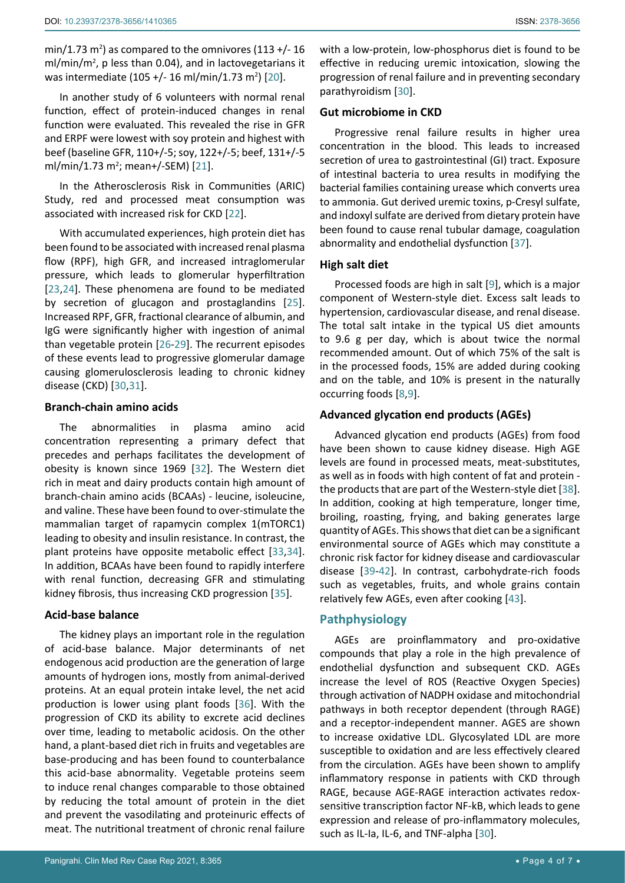min/1.73 $m^2$) as compared to the omnivores (113 +/- 16 ml/min/$m^2$, p less than 0.04), and in lactovegetarians it was intermediate (105 +/- 16 ml/min/1.73 $m^2$) [20].

In another study of 6 volunteers with normal renal function, effect of protein-induced changes in renal function were evaluated. This revealed the rise in GFR and ERPF were lowest with soy protein and highest with beef (baseline GFR, 110+/-5; soy, 122+/-5; beef, 131+/-5 ml/min/1.73 $m^2$; mean+/-SEM) [21].

In the Atherosclerosis Risk in Communities (ARIC) Study, red and processed meat consumption was associated with increased risk for CKD [22].

With accumulated experiences, high protein diet has been found to be associated with increased renal plasma flow (RPF), high GFR, and increased intraglomerular pressure, which leads to glomerular hyperfiltration [23,24]. These phenomena are found to be mediated by secretion of glucagon and prostaglandins [25]. Increased RPF, GFR, fractional clearance of albumin, and IgG were significantly higher with ingestion of animal than vegetable protein [26-29]. The recurrent episodes of these events lead to progressive glomerular damage causing glomerulosclerosis leading to chronic kidney disease (CKD) [30,31].

### Branch-chain amino acids

The abnormalities in plasma amino acid concentration representing a primary defect that precedes and perhaps facilitates the development of obesity is known since 1969 [32]. The Western diet rich in meat and dairy products contain high amount of branch-chain amino acids (BCAAs) - leucine, isoleucine, and valine. These have been found to over-stimulate the mammalian target of rapamycin complex 1(mTORC1) leading to obesity and insulin resistance. In contrast, the plant proteins have opposite metabolic effect [33,34]. In addition, BCAAs have been found to rapidly interfere with renal function, decreasing GFR and stimulating kidney fibrosis, thus increasing CKD progression [35].

### Acid-base balance

The kidney plays an important role in the regulation of acid-base balance. Major determinants of net endogenous acid production are the generation of large amounts of hydrogen ions, mostly from animal-derived proteins. At an equal protein intake level, the net acid production is lower using plant foods [36]. With the progression of CKD its ability to excrete acid declines over time, leading to metabolic acidosis. On the other hand, a plant-based diet rich in fruits and vegetables are base-producing and has been found to counterbalance this acid-base abnormality. Vegetable proteins seem to induce renal changes comparable to those obtained by reducing the total amount of protein in the diet and prevent the vasodilating and proteinuric effects of meat. The nutritional treatment of chronic renal failure with a low-protein, low-phosphorus diet is found to be effective in reducing uremic intoxication, slowing the progression of renal failure and in preventing secondary parathyroidism [30].

### Gut microbiome in CKD

Progressive renal failure results in higher urea concentration in the blood. This leads to increased secretion of urea to gastrointestinal (GI) tract. Exposure of intestinal bacteria to urea results in modifying the bacterial families containing urease which converts urea to ammonia. Gut derived uremic toxins, p-Cresyl sulfate, and indoxyl sulfate are derived from dietary protein have been found to cause renal tubular damage, coagulation abnormality and endothelial dysfunction [37].

### High salt diet

Processed foods are high in salt [9], which is a major component of Western-style diet. Excess salt leads to hypertension, cardiovascular disease, and renal disease. The total salt intake in the typical US diet amounts to 9.6 g per day, which is about twice the normal recommended amount. Out of which 75% of the salt is in the processed foods, 15% are added during cooking and on the table, and 10% is present in the naturally occurring foods [8,9].

### Advanced glycation end products (AGEs)

Advanced glycation end products (AGEs) from food have been shown to cause kidney disease. High AGE levels are found in processed meats, meat-substitutes, as well as in foods with high content of fat and protein - the products that are part of the Western-style diet [38]. In addition, cooking at high temperature, longer time, broiling, roasting, frying, and baking generates large quantity of AGEs. This shows that diet can be a significant environmental source of AGEs which may constitute a chronic risk factor for kidney disease and cardiovascular disease [39-42]. In contrast, carbohydrate-rich foods such as vegetables, fruits, and whole grains contain relatively few AGEs, even after cooking [43].

## Pathphysiology

AGEs are proinflammatory and pro-oxidative compounds that play a role in the high prevalence of endothelial dysfunction and subsequent CKD. AGEs increase the level of ROS (Reactive Oxygen Species) through activation of NADPH oxidase and mitochondrial pathways in both receptor dependent (through RAGE) and a receptor-independent manner. AGES are shown to increase oxidative LDL. Glycosylated LDL are more susceptible to oxidation and are less effectively cleared from the circulation. AGEs have been shown to amplify inflammatory response in patients with CKD through RAGE, because AGE-RAGE interaction activates redox-sensitive transcription factor NF-kB, which leads to gene expression and release of pro-inflammatory molecules, such as IL-Ia, IL-6, and TNF-alpha [30].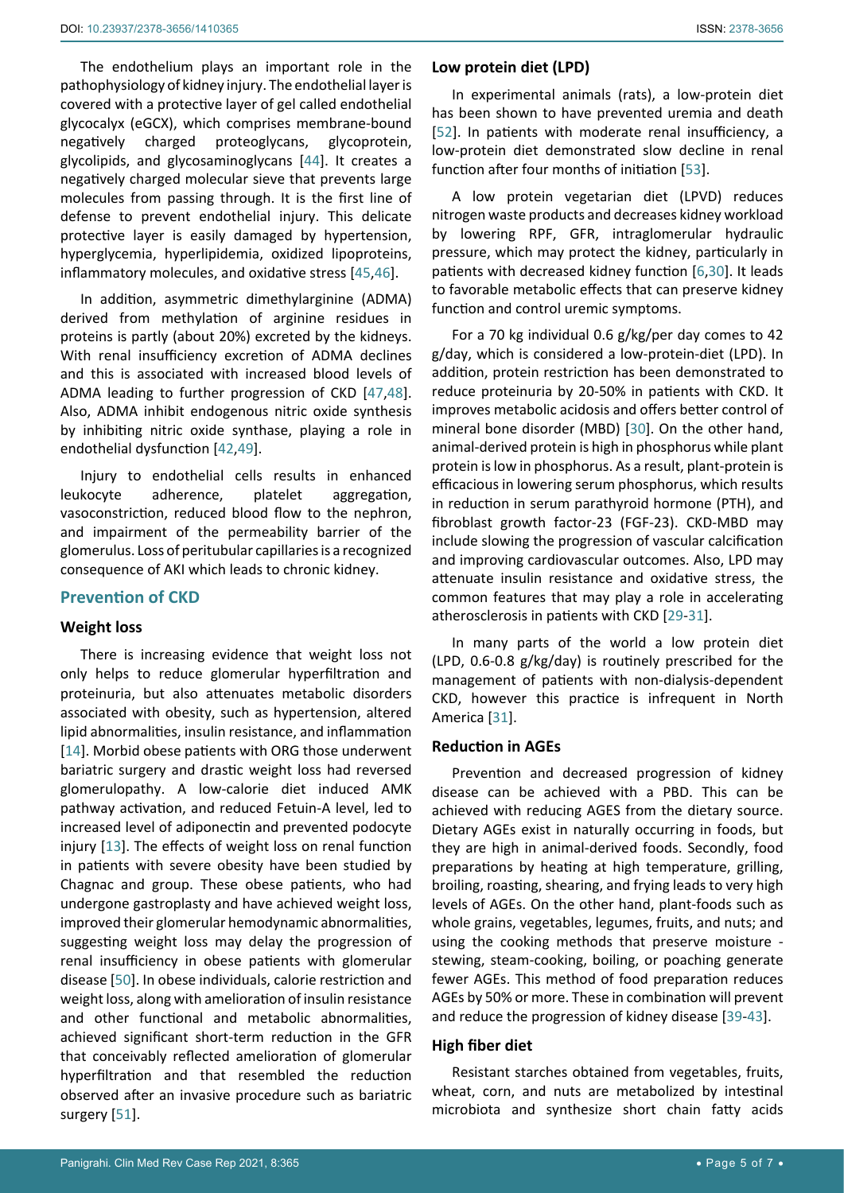The endothelium plays an important role in the pathophysiology of kidney injury. The endothelial layer is covered with a protective layer of gel called endothelial glycocalyx (eGCX), which comprises membrane-bound negatively charged proteoglycans, glycoprotein, glycolipids, and glycosaminoglycans [44]. It creates a negatively charged molecular sieve that prevents large molecules from passing through. It is the first line of defense to prevent endothelial injury. This delicate protective layer is easily damaged by hypertension, hyperglycemia, hyperlipidemia, oxidized lipoproteins, inflammatory molecules, and oxidative stress [45,46].

In addition, asymmetric dimethylarginine (ADMA) derived from methylation of arginine residues in proteins is partly (about 20%) excreted by the kidneys. With renal insufficiency excretion of ADMA declines and this is associated with increased blood levels of ADMA leading to further progression of CKD [47,48]. Also, ADMA inhibit endogenous nitric oxide synthesis by inhibiting nitric oxide synthase, playing a role in endothelial dysfunction [42,49].

Injury to endothelial cells results in enhanced leukocyte adherence, platelet aggregation, vasoconstriction, reduced blood flow to the nephron, and impairment of the permeability barrier of the glomerulus. Loss of peritubular capillaries is a recognized consequence of AKI which leads to chronic kidney.

## Prevention of CKD

### Weight loss

There is increasing evidence that weight loss not only helps to reduce glomerular hyperfiltration and proteinuria, but also attenuates metabolic disorders associated with obesity, such as hypertension, altered lipid abnormalities, insulin resistance, and inflammation [14]. Morbid obese patients with ORG those underwent bariatric surgery and drastic weight loss had reversed glomerulopathy. A low-calorie diet induced AMK pathway activation, and reduced Fetuin-A level, led to increased level of adiponectin and prevented podocyte injury [13]. The effects of weight loss on renal function in patients with severe obesity have been studied by Chagnac and group. These obese patients, who had undergone gastroplasty and have achieved weight loss, improved their glomerular hemodynamic abnormalities, suggesting weight loss may delay the progression of renal insufficiency in obese patients with glomerular disease [50]. In obese individuals, calorie restriction and weight loss, along with amelioration of insulin resistance and other functional and metabolic abnormalities, achieved significant short-term reduction in the GFR that conceivably reflected amelioration of glomerular hyperfiltration and that resembled the reduction observed after an invasive procedure such as bariatric surgery [51].

### Low protein diet (LPD)

In experimental animals (rats), a low-protein diet has been shown to have prevented uremia and death [52]. In patients with moderate renal insufficiency, a low-protein diet demonstrated slow decline in renal function after four months of initiation [53].

A low protein vegetarian diet (LPVD) reduces nitrogen waste products and decreases kidney workload by lowering RPF, GFR, intraglomerular hydraulic pressure, which may protect the kidney, particularly in patients with decreased kidney function [6,30]. It leads to favorable metabolic effects that can preserve kidney function and control uremic symptoms.

For a 70 kg individual 0.6 g/kg/per day comes to 42 g/day, which is considered a low-protein-diet (LPD). In addition, protein restriction has been demonstrated to reduce proteinuria by 20-50% in patients with CKD. It improves metabolic acidosis and offers better control of mineral bone disorder (MBD) [30]. On the other hand, animal-derived protein is high in phosphorus while plant protein is low in phosphorus. As a result, plant-protein is efficacious in lowering serum phosphorus, which results in reduction in serum parathyroid hormone (PTH), and fibroblast growth factor-23 (FGF-23). CKD-MBD may include slowing the progression of vascular calcification and improving cardiovascular outcomes. Also, LPD may attenuate insulin resistance and oxidative stress, the common features that may play a role in accelerating atherosclerosis in patients with CKD [29-31].

In many parts of the world a low protein diet (LPD, 0.6-0.8 g/kg/day) is routinely prescribed for the management of patients with non-dialysis-dependent CKD, however this practice is infrequent in North America [31].

### Reduction in AGEs

Prevention and decreased progression of kidney disease can be achieved with a PBD. This can be achieved with reducing AGES from the dietary source. Dietary AGEs exist in naturally occurring in foods, but they are high in animal-derived foods. Secondly, food preparations by heating at high temperature, grilling, broiling, roasting, shearing, and frying leads to very high levels of AGEs. On the other hand, plant-foods such as whole grains, vegetables, legumes, fruits, and nuts; and using the cooking methods that preserve moisture - stewing, steam-cooking, boiling, or poaching generate fewer AGEs. This method of food preparation reduces AGEs by 50% or more. These in combination will prevent and reduce the progression of kidney disease [39-43].

### High fiber diet

Resistant starches obtained from vegetables, fruits, wheat, corn, and nuts are metabolized by intestinal microbiota and synthesize short chain fatty acids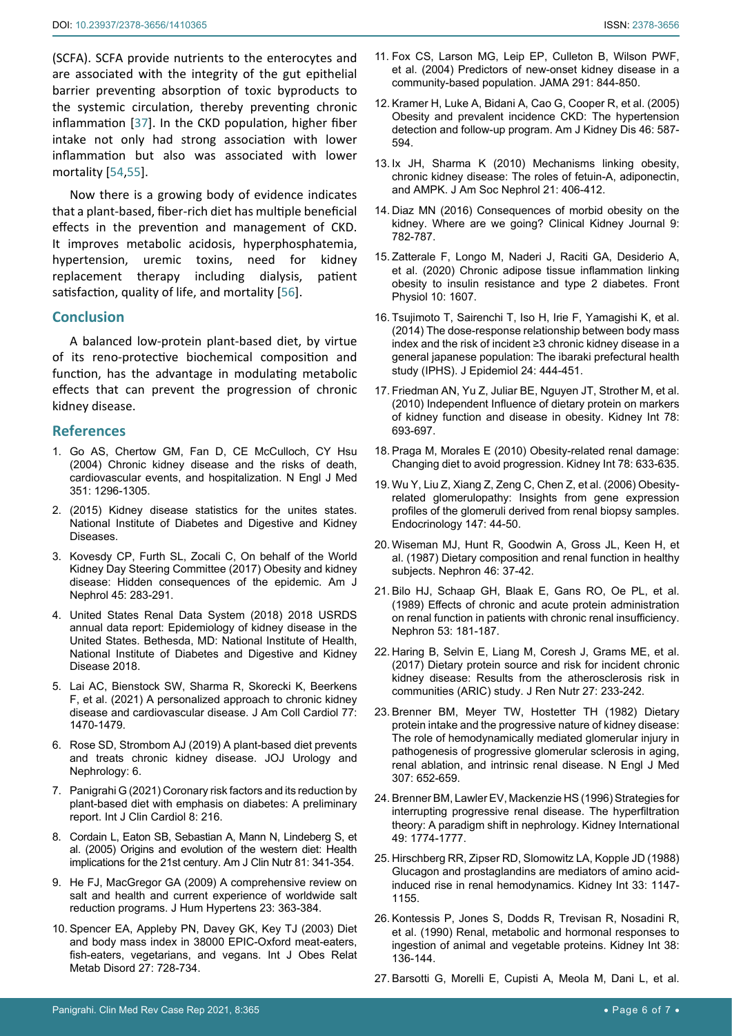(SCFA). SCFA provide nutrients to the enterocytes and are associated with the integrity of the gut epithelial barrier preventing absorption of toxic byproducts to the systemic circulation, thereby preventing chronic inflammation [37]. In the CKD population, higher fiber intake not only had strong association with lower inflammation but also was associated with lower mortality [54,55].

Now there is a growing body of evidence indicates that a plant-based, fiber-rich diet has multiple beneficial effects in the prevention and management of CKD. It improves metabolic acidosis, hyperphosphatemia, hypertension, uremic toxins, need for kidney replacement therapy including dialysis, patient satisfaction, quality of life, and mortality [56].

## Conclusion

A balanced low-protein plant-based diet, by virtue of its reno-protective biochemical composition and function, has the advantage in modulating metabolic effects that can prevent the progression of chronic kidney disease.

## References

1. Go AS, Chertow GM, Fan D, CE McCulloch, CY Hsu (2004) Chronic kidney disease and the risks of death, cardiovascular events, and hospitalization. N Engl J Med 351: 1296-1305.
2. (2015) Kidney disease statistics for the unites states. National Institute of Diabetes and Digestive and Kidney Diseases.
3. Kovesdy CP, Furth SL, Zocali C, On behalf of the World Kidney Day Steering Committee (2017) Obesity and kidney disease: Hidden consequences of the epidemic. Am J Nephrol 45: 283-291.
4. United States Renal Data System (2018) 2018 USRDS annual data report: Epidemiology of kidney disease in the United States. Bethesda, MD: National Institute of Health, National Institute of Diabetes and Digestive and Kidney Disease 2018.
5. Lai AC, Bienstock SW, Sharma R, Skorecki K, Beerkens F, et al. (2021) A personalized approach to chronic kidney disease and cardiovascular disease. J Am Coll Cardiol 77: 1470-1479.
6. Rose SD, Strombom AJ (2019) A plant-based diet prevents and treats chronic kidney disease. JOJ Urology and Nephrology: 6.
7. Panigrahi G (2021) Coronary risk factors and its reduction by plant-based diet with emphasis on diabetes: A preliminary report. Int J Clin Cardiol 8: 216.
8. Cordain L, Eaton SB, Sebastian A, Mann N, Lindeberg S, et al. (2005) Origins and evolution of the western diet: Health implications for the 21st century. Am J Clin Nutr 81: 341-354.
9. He FJ, MacGregor GA (2009) A comprehensive review on salt and health and current experience of worldwide salt reduction programs. J Hum Hypertens 23: 363-384.
10. Spencer EA, Appleby PN, Davey GK, Key TJ (2003) Diet and body mass index in 38000 EPIC-Oxford meat-eaters, fish-eaters, vegetarians, and vegans. Int J Obes Relat Metab Disord 27: 728-734.
11. Fox CS, Larson MG, Leip EP, Culleton B, Wilson PWF, et al. (2004) Predictors of new-onset kidney disease in a community-based population. JAMA 291: 844-850.
12. Kramer H, Luke A, Bidani A, Cao G, Cooper R, et al. (2005) Obesity and prevalent incidence CKD: The hypertension detection and follow-up program. Am J Kidney Dis 46: 587-594.
13. Ix JH, Sharma K (2010) Mechanisms linking obesity, chronic kidney disease: The roles of fetuin-A, adiponectin, and AMPK. J Am Soc Nephrol 21: 406-412.
14. Diaz MN (2016) Consequences of morbid obesity on the kidney. Where are we going? Clinical Kidney Journal 9: 782-787.
15. Zatterale F, Longo M, Naderi J, Raciti GA, Desiderio A, et al. (2020) Chronic adipose tissue inflammation linking obesity to insulin resistance and type 2 diabetes. Front Physiol 10: 1607.
16. Tsujimoto T, Sairenchi T, Iso H, Irie F, Yamagishi K, et al. (2014) The dose-response relationship between body mass index and the risk of incident ≥3 chronic kidney disease in a general japanese population: The ibaraki prefectural health study (IPHS). J Epidemiol 24: 444-451.
17. Friedman AN, Yu Z, Juliar BE, Nguyen JT, Strother M, et al. (2010) Independent Influence of dietary protein on markers of kidney function and disease in obesity. Kidney Int 78: 693-697.
18. Praga M, Morales E (2010) Obesity-related renal damage: Changing diet to avoid progression. Kidney Int 78: 633-635.
19. Wu Y, Liu Z, Xiang Z, Zeng C, Chen Z, et al. (2006) Obesity-related glomerulopathy: Insights from gene expression profiles of the glomeruli derived from renal biopsy samples. Endocrinology 147: 44-50.
20. Wiseman MJ, Hunt R, Goodwin A, Gross JL, Keen H, et al. (1987) Dietary composition and renal function in healthy subjects. Nephron 46: 37-42.
21. Bilo HJ, Schaap GH, Blaak E, Gans RO, Oe PL, et al. (1989) Effects of chronic and acute protein administration on renal function in patients with chronic renal insufficiency. Nephron 53: 181-187.
22. Haring B, Selvin E, Liang M, Coresh J, Grams ME, et al. (2017) Dietary protein source and risk for incident chronic kidney disease: Results from the atherosclerosis risk in communities (ARIC) study. J Ren Nutr 27: 233-242.
23. Brenner BM, Meyer TW, Hostetter TH (1982) Dietary protein intake and the progressive nature of kidney disease: The role of hemodynamically mediated glomerular injury in pathogenesis of progressive glomerular sclerosis in aging, renal ablation, and intrinsic renal disease. N Engl J Med 307: 652-659.
24. Brenner BM, Lawler EV, Mackenzie HS (1996) Strategies for interrupting progressive renal disease. The hyperfiltration theory: A paradigm shift in nephrology. Kidney International 49: 1774-1777.
25. Hirschberg RR, Zipser RD, Slomowitz LA, Kopple JD (1988) Glucagon and prostaglandins are mediators of amino acid-induced rise in renal hemodynamics. Kidney Int 33: 1147-1155.
26. Kontessis P, Jones S, Dodds R, Trevisan R, Nosadini R, et al. (1990) Renal, metabolic and hormonal responses to ingestion of animal and vegetable proteins. Kidney Int 38: 136-144.
27. Barsotti G, Morelli E, Cupisti A, Meola M, Dani L, et al.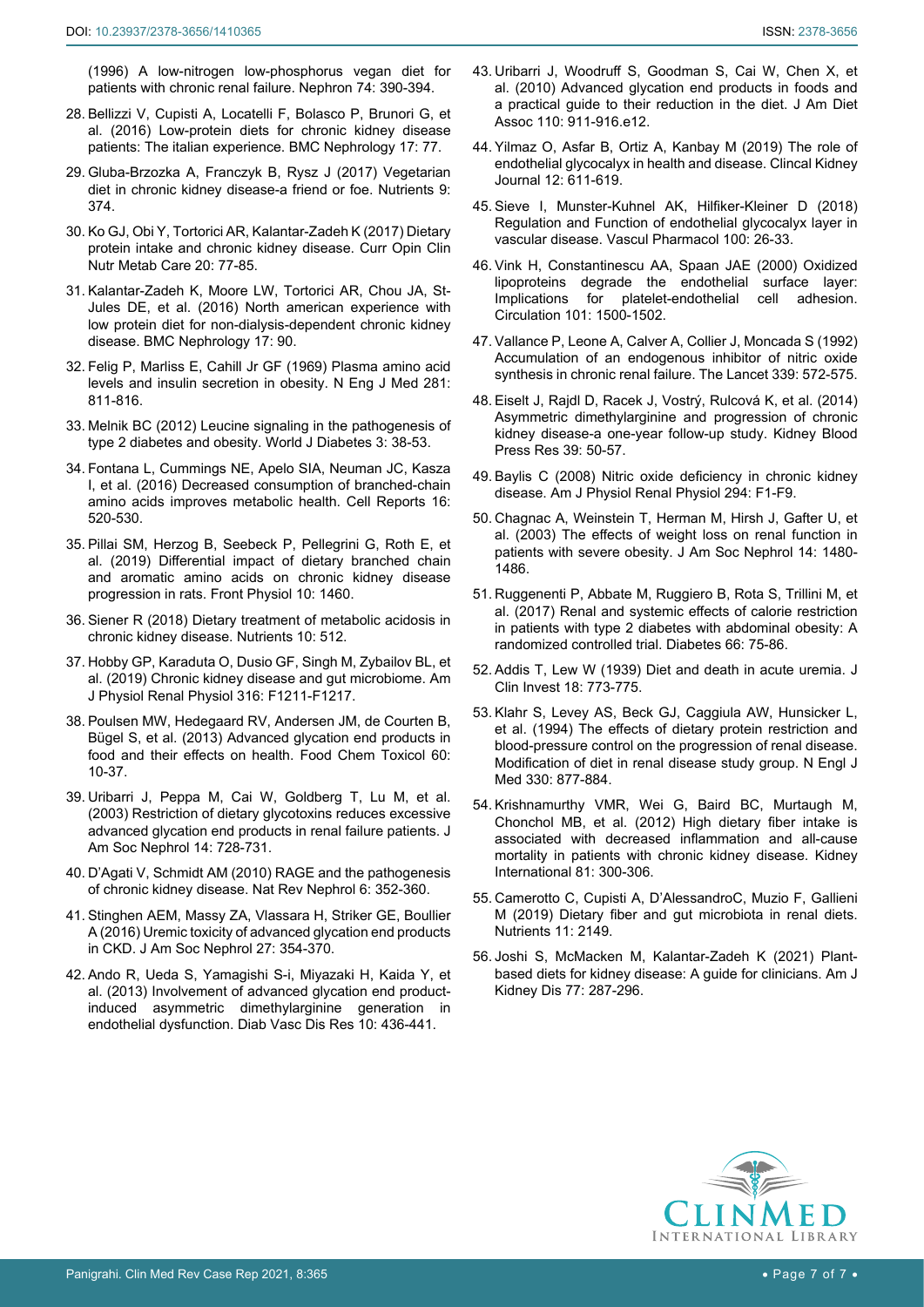(1996) A low-nitrogen low-phosphorus vegan diet for patients with chronic renal failure. Nephron 74: 390-394.

28. Bellizzi V, Cupisti A, Locatelli F, Bolasco P, Brunori G, et al. (2016) Low-protein diets for chronic kidney disease patients: The italian experience. BMC Nephrology 17: 77.
29. Gluba-Brzozka A, Franczyk B, Rysz J (2017) Vegetarian diet in chronic kidney disease-a friend or foe. Nutrients 9: 374.
30. Ko GJ, Obi Y, Tortorici AR, Kalantar-Zadeh K (2017) Dietary protein intake and chronic kidney disease. Curr Opin Clin Nutr Metab Care 20: 77-85.
31. Kalantar-Zadeh K, Moore LW, Tortorici AR, Chou JA, St-Jules DE, et al. (2016) North american experience with low protein diet for non-dialysis-dependent chronic kidney disease. BMC Nephrology 17: 90.
32. Felig P, Marliss E, Cahill Jr GF (1969) Plasma amino acid levels and insulin secretion in obesity. N Eng J Med 281: 811-816.
33. Melnik BC (2012) Leucine signaling in the pathogenesis of type 2 diabetes and obesity. World J Diabetes 3: 38-53.
34. Fontana L, Cummings NE, Apelo SIA, Neuman JC, Kasza I, et al. (2016) Decreased consumption of branched-chain amino acids improves metabolic health. Cell Reports 16: 520-530.
35. Pillai SM, Herzog B, Seebeck P, Pellegrini G, Roth E, et al. (2019) Differential impact of dietary branched chain and aromatic amino acids on chronic kidney disease progression in rats. Front Physiol 10: 1460.
36. Siener R (2018) Dietary treatment of metabolic acidosis in chronic kidney disease. Nutrients 10: 512.
37. Hobby GP, Karaduta O, Dusio GF, Singh M, Zybailov BL, et al. (2019) Chronic kidney disease and gut microbiome. Am J Physiol Renal Physiol 316: F1211-F1217.
38. Poulsen MW, Hedegaard RV, Andersen JM, de Courten B, Bügel S, et al. (2013) Advanced glycation end products in food and their effects on health. Food Chem Toxicol 60: 10-37.
39. Uribarri J, Peppa M, Cai W, Goldberg T, Lu M, et al. (2003) Restriction of dietary glycotoxins reduces excessive advanced glycation end products in renal failure patients. J Am Soc Nephrol 14: 728-731.
40. D'Agati V, Schmidt AM (2010) RAGE and the pathogenesis of chronic kidney disease. Nat Rev Nephrol 6: 352-360.
41. Stinghen AEM, Massy ZA, Vlassara H, Striker GE, Boullier A (2016) Uremic toxicity of advanced glycation end products in CKD. J Am Soc Nephrol 27: 354-370.
42. Ando R, Ueda S, Yamagishi S-i, Miyazaki H, Kaida Y, et al. (2013) Involvement of advanced glycation end product-induced asymmetric dimethylarginine generation in endothelial dysfunction. Diab Vasc Dis Res 10: 436-441.
43. Uribarri J, Woodruff S, Goodman S, Cai W, Chen X, et al. (2010) Advanced glycation end products in foods and a practical guide to their reduction in the diet. J Am Diet Assoc 110: 911-916.e12.
44. Yilmaz O, Asfar B, Ortiz A, Kanbay M (2019) The role of endothelial glycocalyx in health and disease. Clincal Kidney Journal 12: 611-619.
45. Sieve I, Munster-Kuhnel AK, Hilfiker-Kleiner D (2018) Regulation and Function of endothelial glycocalyx layer in vascular disease. Vascul Pharmacol 100: 26-33.
46. Vink H, Constantinescu AA, Spaan JAE (2000) Oxidized lipoproteins degrade the endothelial surface layer: Implications for platelet-endothelial cell adhesion. Circulation 101: 1500-1502.
47. Vallance P, Leone A, Calver A, Collier J, Moncada S (1992) Accumulation of an endogenous inhibitor of nitric oxide synthesis in chronic renal failure. The Lancet 339: 572-575.
48. Eiselt J, Rajdl D, Racek J, Vostrý, Rulcová K, et al. (2014) Asymmetric dimethylarginine and progression of chronic kidney disease-a one-year follow-up study. Kidney Blood Press Res 39: 50-57.
49. Baylis C (2008) Nitric oxide deficiency in chronic kidney disease. Am J Physiol Renal Physiol 294: F1-F9.
50. Chagnac A, Weinstein T, Herman M, Hirsh J, Gafter U, et al. (2003) The effects of weight loss on renal function in patients with severe obesity. J Am Soc Nephrol 14: 1480-1486.
51. Ruggenenti P, Abbate M, Ruggiero B, Rota S, Trillini M, et al. (2017) Renal and systemic effects of calorie restriction in patients with type 2 diabetes with abdominal obesity: A randomized controlled trial. Diabetes 66: 75-86.
52. Addis T, Lew W (1939) Diet and death in acute uremia. J Clin Invest 18: 773-775.
53. Klahr S, Levey AS, Beck GJ, Caggiula AW, Hunsicker L, et al. (1994) The effects of dietary protein restriction and blood-pressure control on the progression of renal disease. Modification of diet in renal disease study group. N Engl J Med 330: 877-884.
54. Krishnamurthy VMR, Wei G, Baird BC, Murtaugh M, Chonchol MB, et al. (2012) High dietary fiber intake is associated with decreased inflammation and all-cause mortality in patients with chronic kidney disease. Kidney International 81: 300-306.
55. Camerotto C, Cupisti A, D'AlessandroC, Muzio F, Gallieni M (2019) Dietary fiber and gut microbiota in renal diets. Nutrients 11: 2149.
56. Joshi S, McMacken M, Kalantar-Zadeh K (2021) Plant-based diets for kidney disease: A guide for clinicians. Am J Kidney Dis 77: 287-296.